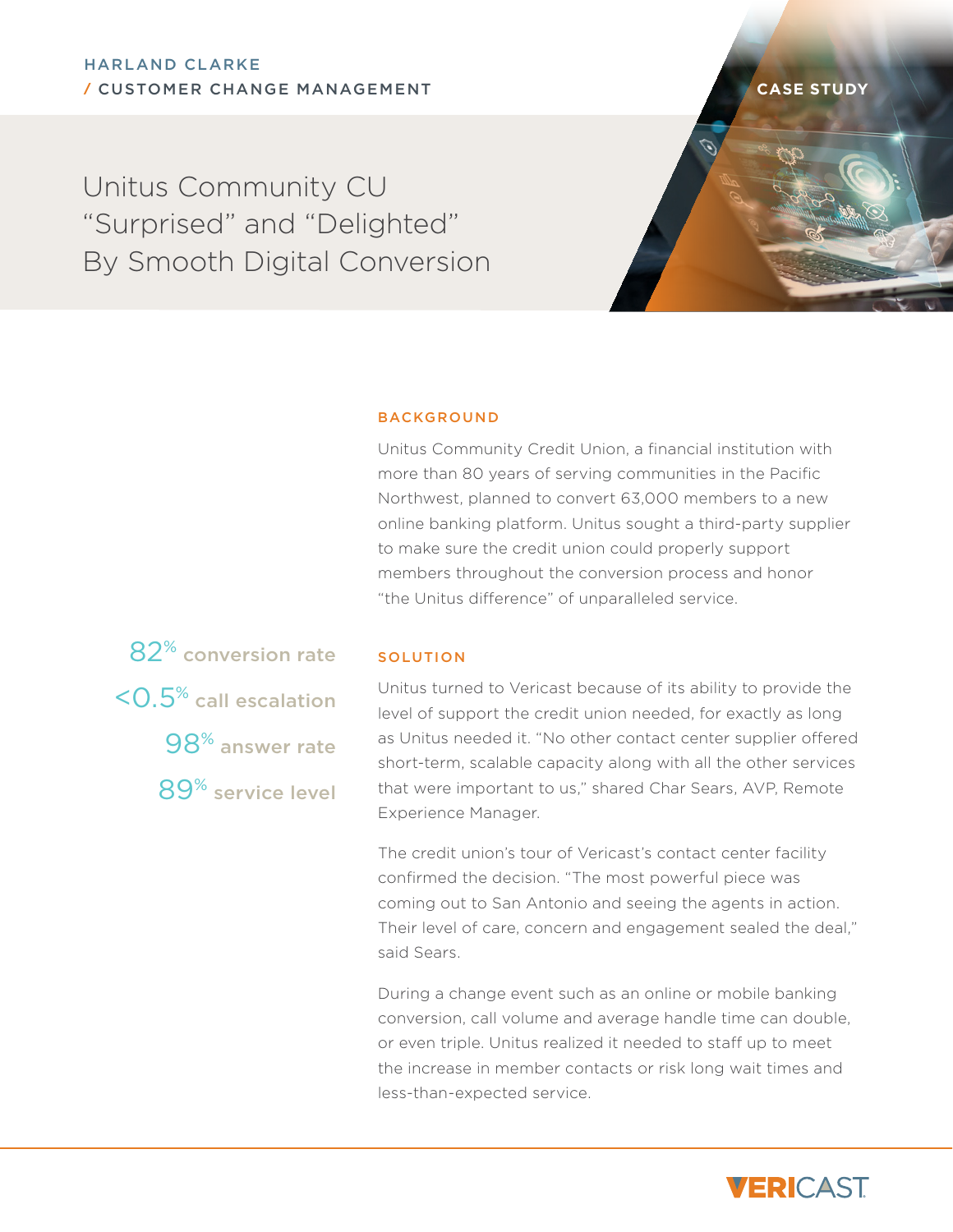HARLAND CLARKE
/ CUSTOMER CHANGE MANAGEMENT

CASE STUDY

# Unitus Community CU "Surprised" and "Delighted" By Smooth Digital Conversion

82% conversion rate

<0.5% call escalation

98% answer rate

89% service level

## BACKGROUND

Unitus Community Credit Union, a financial institution with more than 80 years of serving communities in the Pacific Northwest, planned to convert 63,000 members to a new online banking platform. Unitus sought a third-party supplier to make sure the credit union could properly support members throughout the conversion process and honor "the Unitus difference" of unparalleled service.

## SOLUTION

Unitus turned to Vericast because of its ability to provide the level of support the credit union needed, for exactly as long as Unitus needed it. "No other contact center supplier offered short-term, scalable capacity along with all the other services that were important to us," shared Char Sears, AVP, Remote Experience Manager.

The credit union's tour of Vericast's contact center facility confirmed the decision. "The most powerful piece was coming out to San Antonio and seeing the agents in action. Their level of care, concern and engagement sealed the deal," said Sears.

During a change event such as an online or mobile banking conversion, call volume and average handle time can double, or even triple. Unitus realized it needed to staff up to meet the increase in member contacts or risk long wait times and less-than-expected service.

VERICAST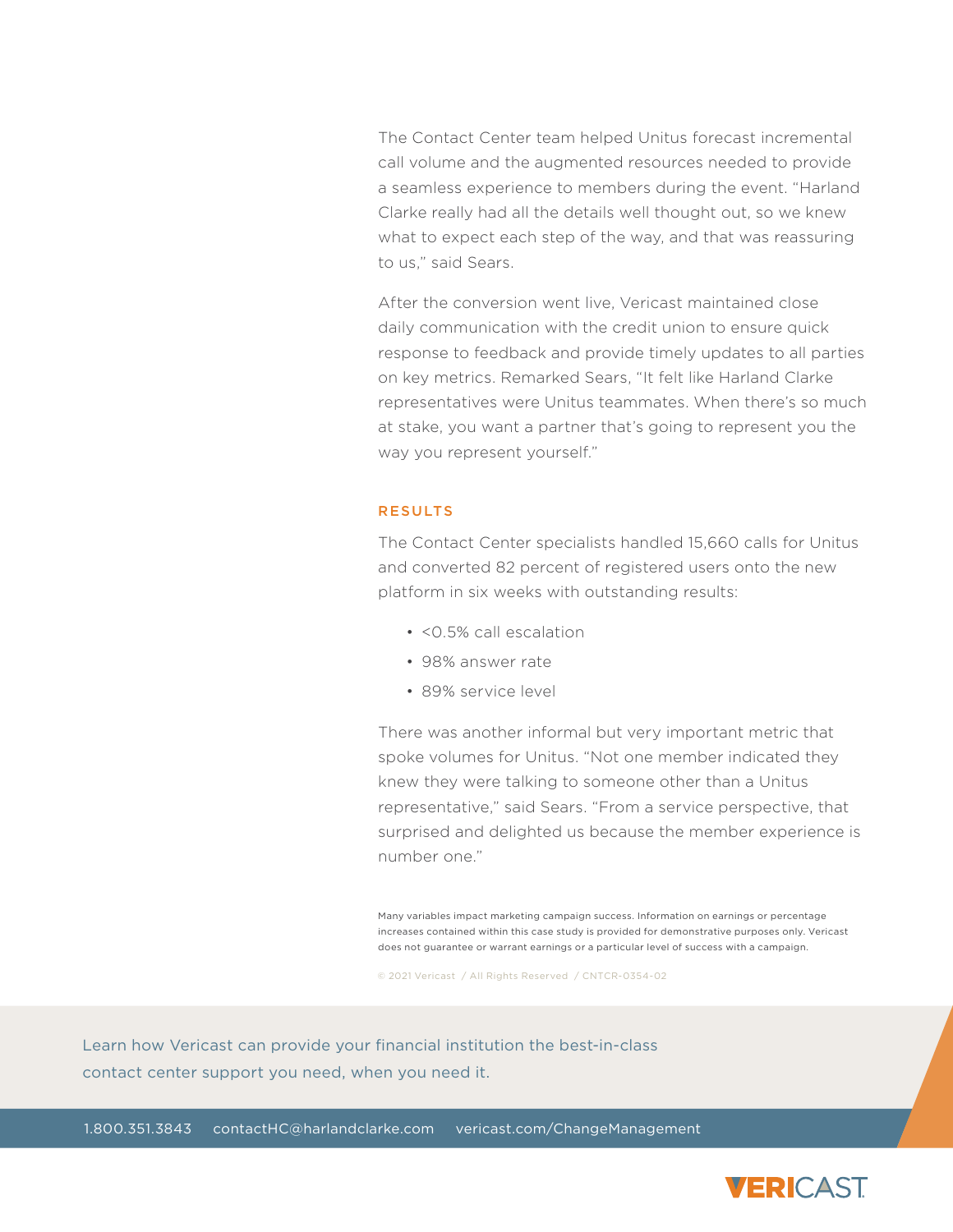The Contact Center team helped Unitus forecast incremental call volume and the augmented resources needed to provide a seamless experience to members during the event. "Harland Clarke really had all the details well thought out, so we knew what to expect each step of the way, and that was reassuring to us," said Sears.

After the conversion went live, Vericast maintained close daily communication with the credit union to ensure quick response to feedback and provide timely updates to all parties on key metrics. Remarked Sears, "It felt like Harland Clarke representatives were Unitus teammates. When there's so much at stake, you want a partner that's going to represent you the way you represent yourself."

## RESULTS

The Contact Center specialists handled 15,660 calls for Unitus and converted 82 percent of registered users onto the new platform in six weeks with outstanding results:

- <0.5% call escalation
- 98% answer rate
- 89% service level

There was another informal but very important metric that spoke volumes for Unitus. "Not one member indicated they knew they were talking to someone other than a Unitus representative," said Sears. "From a service perspective, that surprised and delighted us because the member experience is number one."

Many variables impact marketing campaign success. Information on earnings or percentage increases contained within this case study is provided for demonstrative purposes only. Vericast does not guarantee or warrant earnings or a particular level of success with a campaign.

© 2021 Vericast / All Rights Reserved / CNTCR-0354-02

Learn how Vericast can provide your financial institution the best-in-class contact center support you need, when you need it.

1.800.351.3843 contactHC@harlandclarke.com vericast.com/ChangeManagement

VERICAST